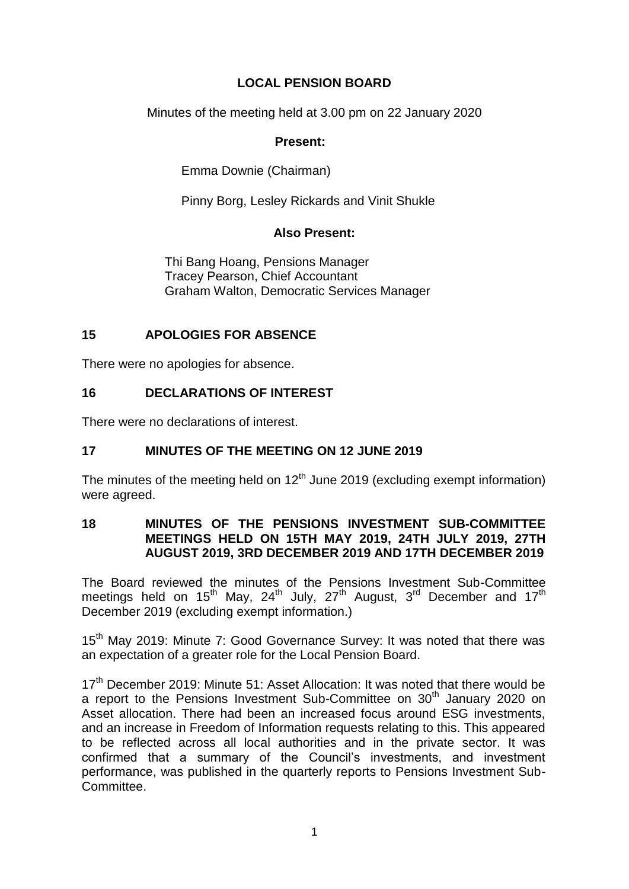# LOCAL PENSION BOARD

Minutes of the meeting held at 3.00 pm on 22 January 2020

**Present:**

Emma Downie (Chairman)

Pinny Borg, Lesley Rickards and Vinit Shukle

**Also Present:**

Thi Bang Hoang, Pensions Manager
Tracey Pearson, Chief Accountant
Graham Walton, Democratic Services Manager

## 15 APOLOGIES FOR ABSENCE

There were no apologies for absence.

## 16 DECLARATIONS OF INTEREST

There were no declarations of interest.

## 17 MINUTES OF THE MEETING ON 12 JUNE 2019

The minutes of the meeting held on 12th June 2019 (excluding exempt information) were agreed.

## 18 MINUTES OF THE PENSIONS INVESTMENT SUB-COMMITTEE MEETINGS HELD ON 15TH MAY 2019, 24TH JULY 2019, 27TH AUGUST 2019, 3RD DECEMBER 2019 AND 17TH DECEMBER 2019

The Board reviewed the minutes of the Pensions Investment Sub-Committee meetings held on 15th May, 24th July, 27th August, 3rd December and 17th December 2019 (excluding exempt information.)

15th May 2019: Minute 7: Good Governance Survey: It was noted that there was an expectation of a greater role for the Local Pension Board.

17th December 2019: Minute 51: Asset Allocation: It was noted that there would be a report to the Pensions Investment Sub-Committee on 30th January 2020 on Asset allocation. There had been an increased focus around ESG investments, and an increase in Freedom of Information requests relating to this. This appeared to be reflected across all local authorities and in the private sector. It was confirmed that a summary of the Council's investments, and investment performance, was published in the quarterly reports to Pensions Investment Sub-Committee.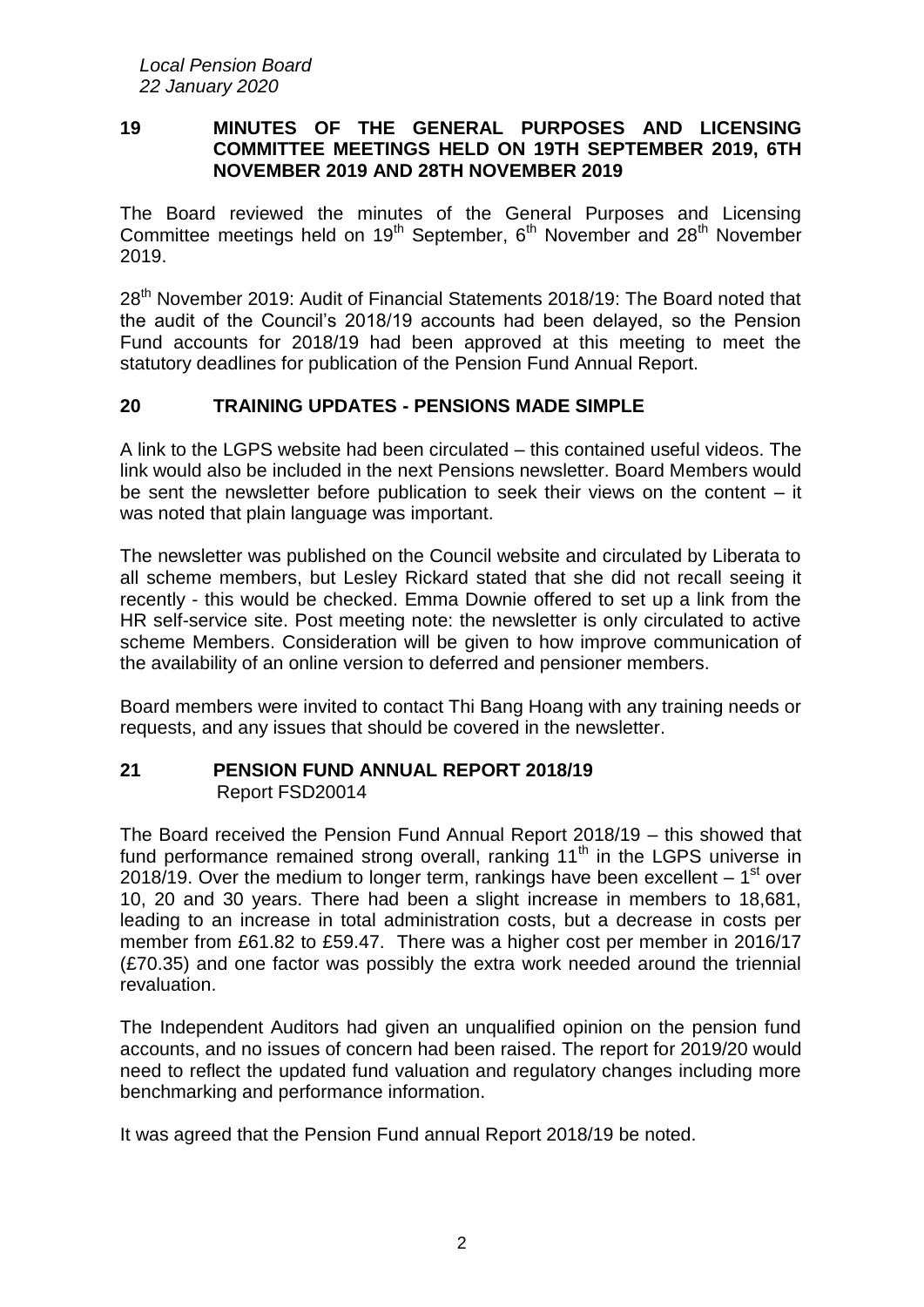## 19 MINUTES OF THE GENERAL PURPOSES AND LICENSING COMMITTEE MEETINGS HELD ON 19TH SEPTEMBER 2019, 6TH NOVEMBER 2019 AND 28TH NOVEMBER 2019

The Board reviewed the minutes of the General Purposes and Licensing Committee meetings held on 19th September, 6th November and 28th November 2019.

28th November 2019: Audit of Financial Statements 2018/19: The Board noted that the audit of the Council's 2018/19 accounts had been delayed, so the Pension Fund accounts for 2018/19 had been approved at this meeting to meet the statutory deadlines for publication of the Pension Fund Annual Report.

## 20 TRAINING UPDATES - PENSIONS MADE SIMPLE

A link to the LGPS website had been circulated – this contained useful videos. The link would also be included in the next Pensions newsletter. Board Members would be sent the newsletter before publication to seek their views on the content – it was noted that plain language was important.

The newsletter was published on the Council website and circulated by Liberata to all scheme members, but Lesley Rickard stated that she did not recall seeing it recently - this would be checked. Emma Downie offered to set up a link from the HR self-service site. Post meeting note: the newsletter is only circulated to active scheme Members. Consideration will be given to how improve communication of the availability of an online version to deferred and pensioner members.

Board members were invited to contact Thi Bang Hoang with any training needs or requests, and any issues that should be covered in the newsletter.

## 21 PENSION FUND ANNUAL REPORT 2018/19

Report FSD20014

The Board received the Pension Fund Annual Report 2018/19 – this showed that fund performance remained strong overall, ranking 11th in the LGPS universe in 2018/19. Over the medium to longer term, rankings have been excellent – 1st over 10, 20 and 30 years. There had been a slight increase in members to 18,681, leading to an increase in total administration costs, but a decrease in costs per member from £61.82 to £59.47. There was a higher cost per member in 2016/17 (£70.35) and one factor was possibly the extra work needed around the triennial revaluation.

The Independent Auditors had given an unqualified opinion on the pension fund accounts, and no issues of concern had been raised. The report for 2019/20 would need to reflect the updated fund valuation and regulatory changes including more benchmarking and performance information.

It was agreed that the Pension Fund annual Report 2018/19 be noted.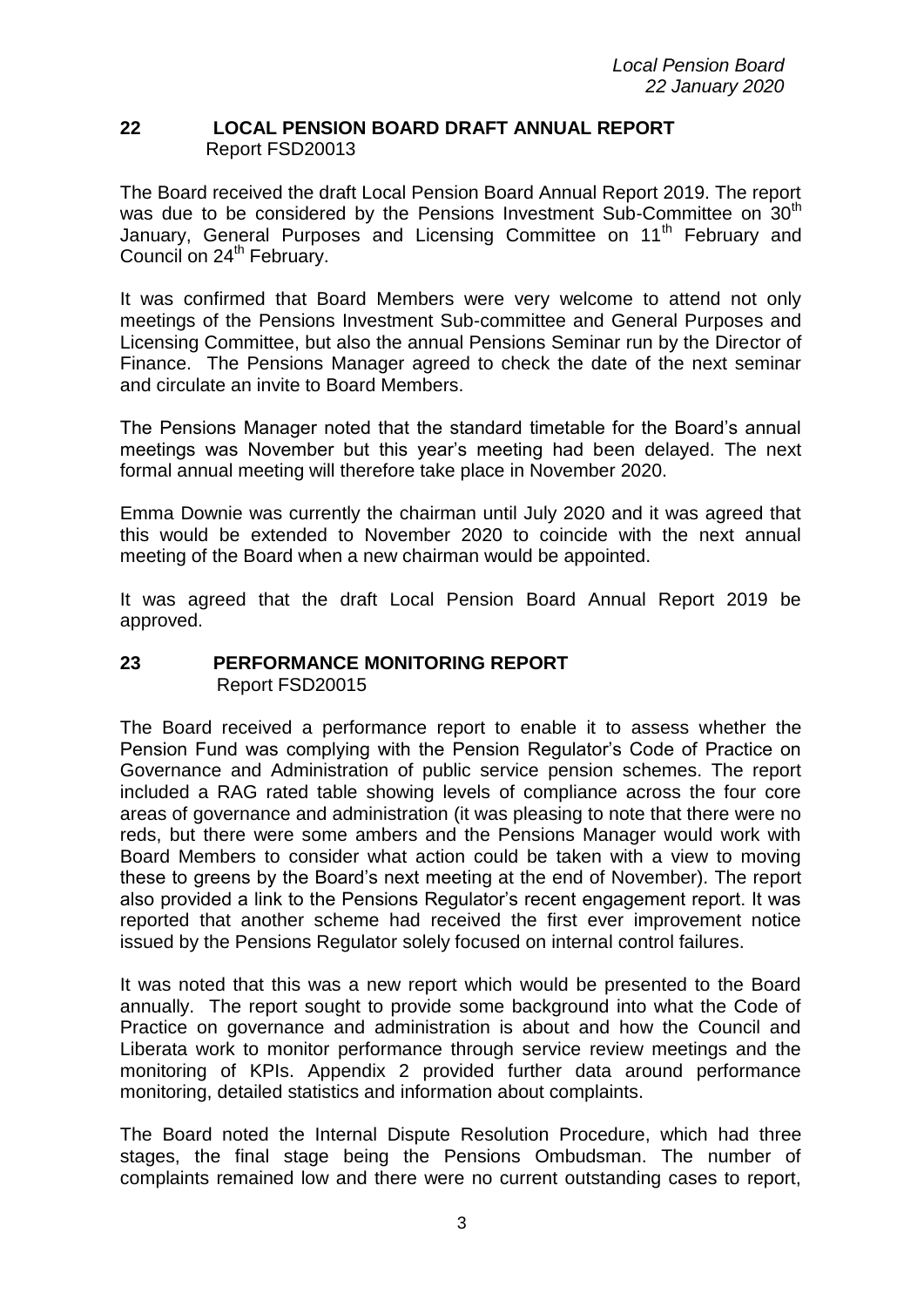## 22 LOCAL PENSION BOARD DRAFT ANNUAL REPORT

Report FSD20013

The Board received the draft Local Pension Board Annual Report 2019. The report was due to be considered by the Pensions Investment Sub-Committee on 30th January, General Purposes and Licensing Committee on 11th February and Council on 24th February.

It was confirmed that Board Members were very welcome to attend not only meetings of the Pensions Investment Sub-committee and General Purposes and Licensing Committee, but also the annual Pensions Seminar run by the Director of Finance. The Pensions Manager agreed to check the date of the next seminar and circulate an invite to Board Members.

The Pensions Manager noted that the standard timetable for the Board's annual meetings was November but this year's meeting had been delayed. The next formal annual meeting will therefore take place in November 2020.

Emma Downie was currently the chairman until July 2020 and it was agreed that this would be extended to November 2020 to coincide with the next annual meeting of the Board when a new chairman would be appointed.

It was agreed that the draft Local Pension Board Annual Report 2019 be approved.

## 23 PERFORMANCE MONITORING REPORT

Report FSD20015

The Board received a performance report to enable it to assess whether the Pension Fund was complying with the Pension Regulator's Code of Practice on Governance and Administration of public service pension schemes. The report included a RAG rated table showing levels of compliance across the four core areas of governance and administration (it was pleasing to note that there were no reds, but there were some ambers and the Pensions Manager would work with Board Members to consider what action could be taken with a view to moving these to greens by the Board's next meeting at the end of November). The report also provided a link to the Pensions Regulator's recent engagement report. It was reported that another scheme had received the first ever improvement notice issued by the Pensions Regulator solely focused on internal control failures.

It was noted that this was a new report which would be presented to the Board annually. The report sought to provide some background into what the Code of Practice on governance and administration is about and how the Council and Liberata work to monitor performance through service review meetings and the monitoring of KPIs. Appendix 2 provided further data around performance monitoring, detailed statistics and information about complaints.

The Board noted the Internal Dispute Resolution Procedure, which had three stages, the final stage being the Pensions Ombudsman. The number of complaints remained low and there were no current outstanding cases to report,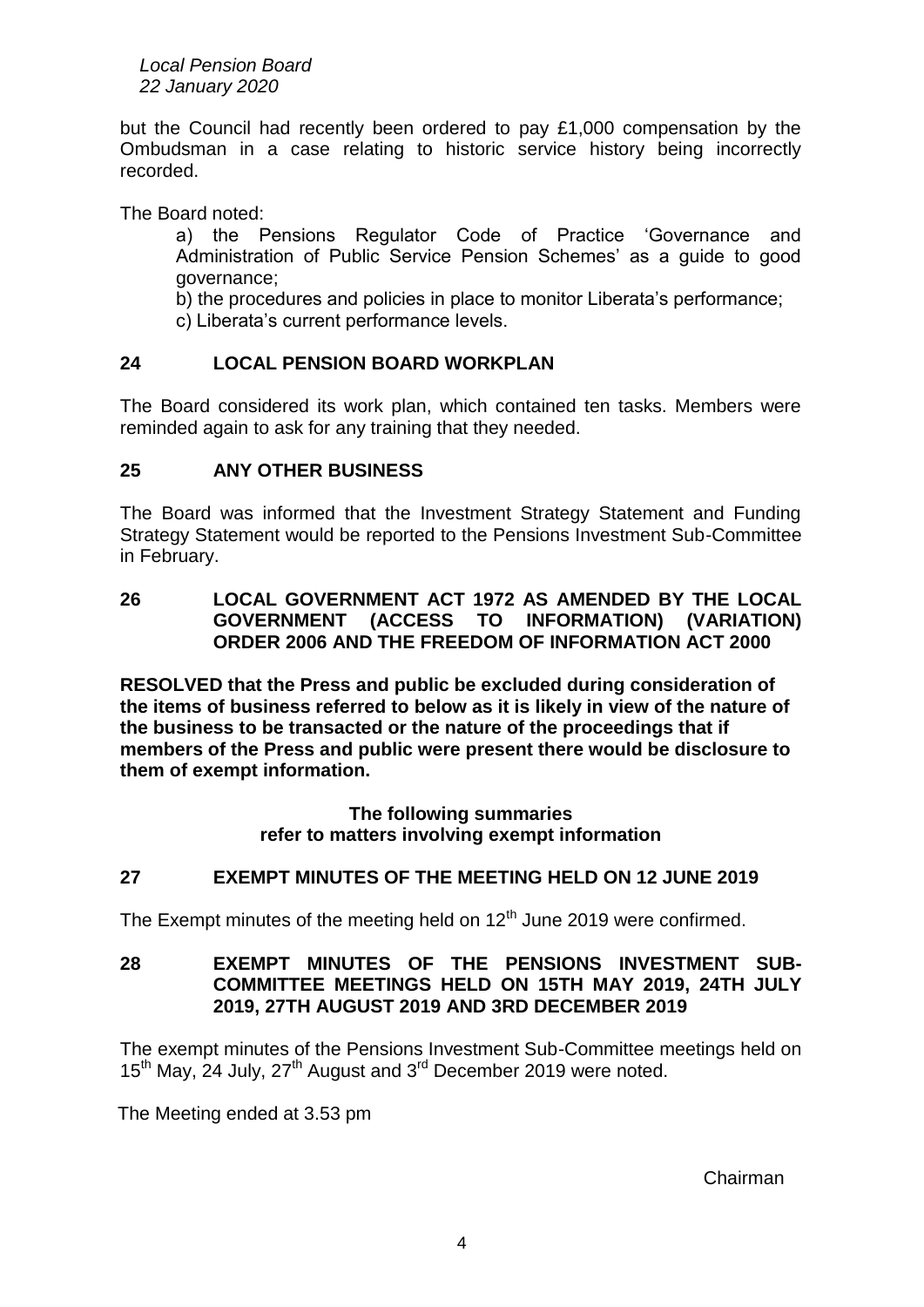but the Council had recently been ordered to pay £1,000 compensation by the Ombudsman in a case relating to historic service history being incorrectly recorded.

The Board noted:

a) the Pensions Regulator Code of Practice 'Governance and Administration of Public Service Pension Schemes' as a guide to good governance;
b) the procedures and policies in place to monitor Liberata's performance;
c) Liberata's current performance levels.

## 24 LOCAL PENSION BOARD WORKPLAN

The Board considered its work plan, which contained ten tasks. Members were reminded again to ask for any training that they needed.

## 25 ANY OTHER BUSINESS

The Board was informed that the Investment Strategy Statement and Funding Strategy Statement would be reported to the Pensions Investment Sub-Committee in February.

## 26 LOCAL GOVERNMENT ACT 1972 AS AMENDED BY THE LOCAL GOVERNMENT (ACCESS TO INFORMATION) (VARIATION) ORDER 2006 AND THE FREEDOM OF INFORMATION ACT 2000

**RESOLVED that the Press and public be excluded during consideration of the items of business referred to below as it is likely in view of the nature of the business to be transacted or the nature of the proceedings that if members of the Press and public were present there would be disclosure to them of exempt information.**

**The following summaries refer to matters involving exempt information**

## 27 EXEMPT MINUTES OF THE MEETING HELD ON 12 JUNE 2019

The Exempt minutes of the meeting held on 12th June 2019 were confirmed.

## 28 EXEMPT MINUTES OF THE PENSIONS INVESTMENT SUB-COMMITTEE MEETINGS HELD ON 15TH MAY 2019, 24TH JULY 2019, 27TH AUGUST 2019 AND 3RD DECEMBER 2019

The exempt minutes of the Pensions Investment Sub-Committee meetings held on 15th May, 24 July, 27th August and 3rd December 2019 were noted.

The Meeting ended at 3.53 pm

Chairman